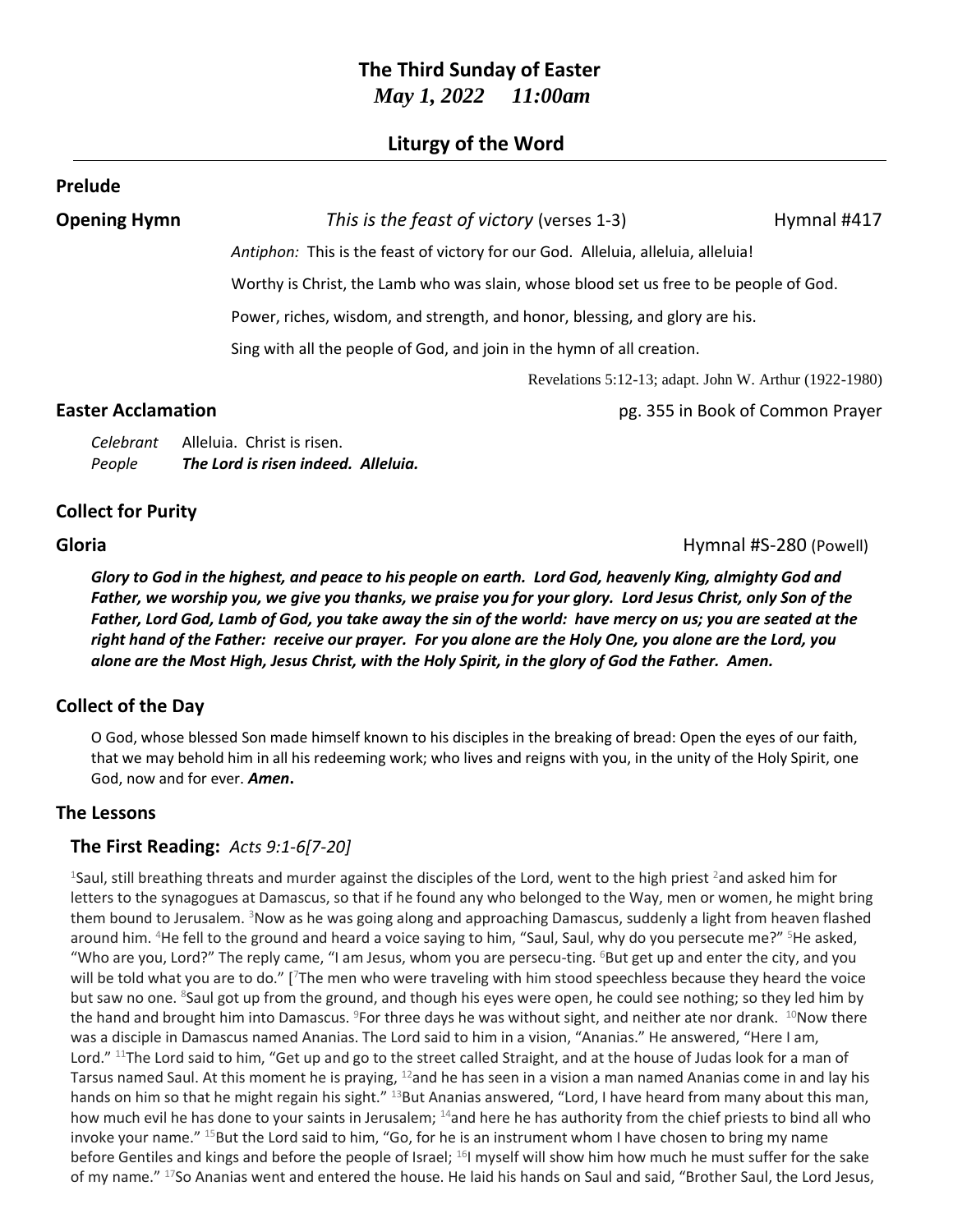# The Third Sunday of Easter

***May 1, 2022 11:00am***

## Liturgy of the Word

### Prelude

**Opening Hymn** *This is the feast of victory* (verses 1-3) Hymnal #417

*Antiphon:* This is the feast of victory for our God. Alleluia, alleluia, alleluia!

Worthy is Christ, the Lamb who was slain, whose blood set us free to be people of God.

Power, riches, wisdom, and strength, and honor, blessing, and glory are his.

Sing with all the people of God, and join in the hymn of all creation.

Revelations 5:12-13; adapt. John W. Arthur (1922-1980)

**Easter Acclamation** pg. 355 in Book of Common Prayer

*Celebrant* Alleluia. Christ is risen.
*People* ***The Lord is risen indeed. Alleluia.***

### Collect for Purity

**Gloria** Hymnal #S-280 (Powell)

***Glory to God in the highest, and peace to his people on earth. Lord God, heavenly King, almighty God and Father, we worship you, we give you thanks, we praise you for your glory. Lord Jesus Christ, only Son of the Father, Lord God, Lamb of God, you take away the sin of the world: have mercy on us; you are seated at the right hand of the Father: receive our prayer. For you alone are the Holy One, you alone are the Lord, you alone are the Most High, Jesus Christ, with the Holy Spirit, in the glory of God the Father. Amen.***

### Collect of the Day

O God, whose blessed Son made himself known to his disciples in the breaking of bread: Open the eyes of our faith, that we may behold him in all his redeeming work; who lives and reigns with you, in the unity of the Holy Spirit, one God, now and for ever. ***Amen*.**

### The Lessons

#### The First Reading: *Acts 9:1-6[7-20]*

[1]Saul, still breathing threats and murder against the disciples of the Lord, went to the high priest [2]and asked him for letters to the synagogues at Damascus, so that if he found any who belonged to the Way, men or women, he might bring them bound to Jerusalem. [3]Now as he was going along and approaching Damascus, suddenly a light from heaven flashed around him. [4]He fell to the ground and heard a voice saying to him, "Saul, Saul, why do you persecute me?" [5]He asked, "Who are you, Lord?" The reply came, "I am Jesus, whom you are persecu-ting. [6]But get up and enter the city, and you will be told what you are to do." [[7]The men who were traveling with him stood speechless because they heard the voice but saw no one. [8]Saul got up from the ground, and though his eyes were open, he could see nothing; so they led him by the hand and brought him into Damascus. [9]For three days he was without sight, and neither ate nor drank. [10]Now there was a disciple in Damascus named Ananias. The Lord said to him in a vision, "Ananias." He answered, "Here I am, Lord." [11]The Lord said to him, "Get up and go to the street called Straight, and at the house of Judas look for a man of Tarsus named Saul. At this moment he is praying, [12]and he has seen in a vision a man named Ananias come in and lay his hands on him so that he might regain his sight." [13]But Ananias answered, "Lord, I have heard from many about this man, how much evil he has done to your saints in Jerusalem; [14]and here he has authority from the chief priests to bind all who invoke your name." [15]But the Lord said to him, "Go, for he is an instrument whom I have chosen to bring my name before Gentiles and kings and before the people of Israel; [16]I myself will show him how much he must suffer for the sake of my name." [17]So Ananias went and entered the house. He laid his hands on Saul and said, "Brother Saul, the Lord Jesus,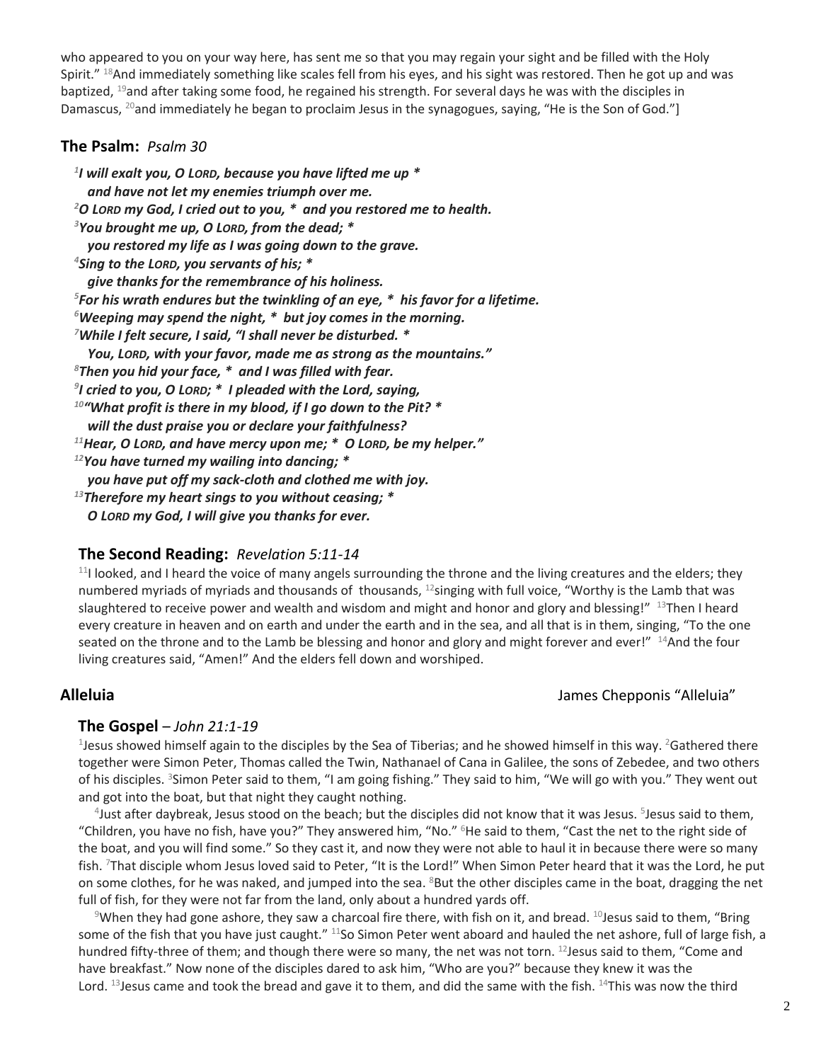who appeared to you on your way here, has sent me so that you may regain your sight and be filled with the Holy Spirit." [18]And immediately something like scales fell from his eyes, and his sight was restored. Then he got up and was baptized, [19]and after taking some food, he regained his strength. For several days he was with the disciples in Damascus, [20]and immediately he began to proclaim Jesus in the synagogues, saying, "He is the Son of God."]

## The Psalm: *Psalm 30*

***[1]I will exalt you, O LORD, because you have lifted me up \****
***and have not let my enemies triumph over me.***
***[2]O LORD my God, I cried out to you, \* and you restored me to health.***
***[3]You brought me up, O LORD, from the dead; \****
***you restored my life as I was going down to the grave.***
***[4]Sing to the LORD, you servants of his; \****
***give thanks for the remembrance of his holiness.***
***[5]For his wrath endures but the twinkling of an eye, \* his favor for a lifetime.***
***[6]Weeping may spend the night, \* but joy comes in the morning.***
***[7]While I felt secure, I said, "I shall never be disturbed. \****
***You, LORD, with your favor, made me as strong as the mountains."***
***[8]Then you hid your face, \* and I was filled with fear.***
***[9]I cried to you, O LORD; \* I pleaded with the Lord, saying,***
***[10]"What profit is there in my blood, if I go down to the Pit? \****
***will the dust praise you or declare your faithfulness?***
***[11]Hear, O LORD, and have mercy upon me; \* O LORD, be my helper."***
***[12]You have turned my wailing into dancing; \****
***you have put off my sack-cloth and clothed me with joy.***
***[13]Therefore my heart sings to you without ceasing; \****
***O LORD my God, I will give you thanks for ever.***

## The Second Reading: *Revelation 5:11-14*

[11]I looked, and I heard the voice of many angels surrounding the throne and the living creatures and the elders; they numbered myriads of myriads and thousands of thousands, [12]singing with full voice, "Worthy is the Lamb that was slaughtered to receive power and wealth and wisdom and might and honor and glory and blessing!" [13]Then I heard every creature in heaven and on earth and under the earth and in the sea, and all that is in them, singing, "To the one seated on the throne and to the Lamb be blessing and honor and glory and might forever and ever!" [14]And the four living creatures said, "Amen!" And the elders fell down and worshiped.

**Alleluia** James Chepponis "Alleluia"

## The Gospel – *John 21:1-19*

[1]Jesus showed himself again to the disciples by the Sea of Tiberias; and he showed himself in this way. [2]Gathered there together were Simon Peter, Thomas called the Twin, Nathanael of Cana in Galilee, the sons of Zebedee, and two others of his disciples. [3]Simon Peter said to them, "I am going fishing." They said to him, "We will go with you." They went out and got into the boat, but that night they caught nothing.

[4]Just after daybreak, Jesus stood on the beach; but the disciples did not know that it was Jesus. [5]Jesus said to them, "Children, you have no fish, have you?" They answered him, "No." [6]He said to them, "Cast the net to the right side of the boat, and you will find some." So they cast it, and now they were not able to haul it in because there were so many fish. [7]That disciple whom Jesus loved said to Peter, "It is the Lord!" When Simon Peter heard that it was the Lord, he put on some clothes, for he was naked, and jumped into the sea. [8]But the other disciples came in the boat, dragging the net full of fish, for they were not far from the land, only about a hundred yards off.

[9]When they had gone ashore, they saw a charcoal fire there, with fish on it, and bread. [10]Jesus said to them, "Bring some of the fish that you have just caught." [11]So Simon Peter went aboard and hauled the net ashore, full of large fish, a hundred fifty-three of them; and though there were so many, the net was not torn. [12]Jesus said to them, "Come and have breakfast." Now none of the disciples dared to ask him, "Who are you?" because they knew it was the Lord. [13]Jesus came and took the bread and gave it to them, and did the same with the fish. [14]This was now the third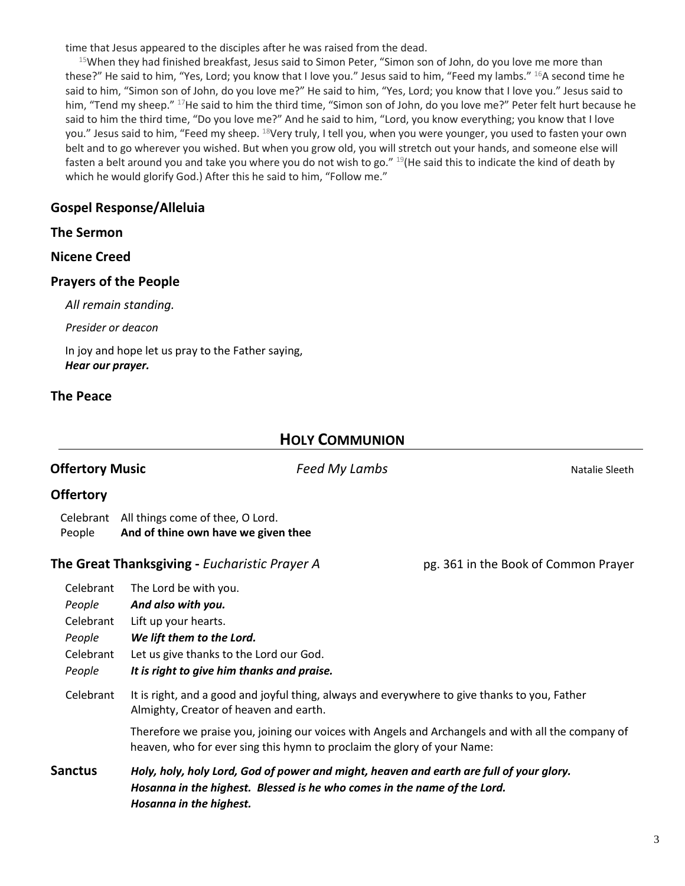time that Jesus appeared to the disciples after he was raised from the dead.

[15]When they had finished breakfast, Jesus said to Simon Peter, "Simon son of John, do you love me more than these?" He said to him, "Yes, Lord; you know that I love you." Jesus said to him, "Feed my lambs." [16]A second time he said to him, "Simon son of John, do you love me?" He said to him, "Yes, Lord; you know that I love you." Jesus said to him, "Tend my sheep." [17]He said to him the third time, "Simon son of John, do you love me?" Peter felt hurt because he said to him the third time, "Do you love me?" And he said to him, "Lord, you know everything; you know that I love you." Jesus said to him, "Feed my sheep. [18]Very truly, I tell you, when you were younger, you used to fasten your own belt and to go wherever you wished. But when you grow old, you will stretch out your hands, and someone else will fasten a belt around you and take you where you do not wish to go." [19](He said this to indicate the kind of death by which he would glorify God.) After this he said to him, "Follow me."

### Gospel Response/Alleluia

### The Sermon

### Nicene Creed

### Prayers of the People

*All remain standing.*

*Presider or deacon*

In joy and hope let us pray to the Father saying,
***Hear our prayer.***

### The Peace

## HOLY COMMUNION

**Offertory Music** *Feed My Lambs* Natalie Sleeth

### Offertory

Celebrant All things come of thee, O Lord.
People **And of thine own have we given thee**

### The Great Thanksgiving - *Eucharistic Prayer A* pg. 361 in the Book of Common Prayer

Celebrant The Lord be with you.
*People* ***And also with you.***
Celebrant Lift up your hearts.
*People* ***We lift them to the Lord.***
Celebrant Let us give thanks to the Lord our God.
*People* ***It is right to give him thanks and praise.***

Celebrant It is right, and a good and joyful thing, always and everywhere to give thanks to you, Father Almighty, Creator of heaven and earth.

Therefore we praise you, joining our voices with Angels and Archangels and with all the company of heaven, who for ever sing this hymn to proclaim the glory of your Name:

**Sanctus** ***Holy, holy, holy Lord, God of power and might, heaven and earth are full of your glory. Hosanna in the highest. Blessed is he who comes in the name of the Lord. Hosanna in the highest.***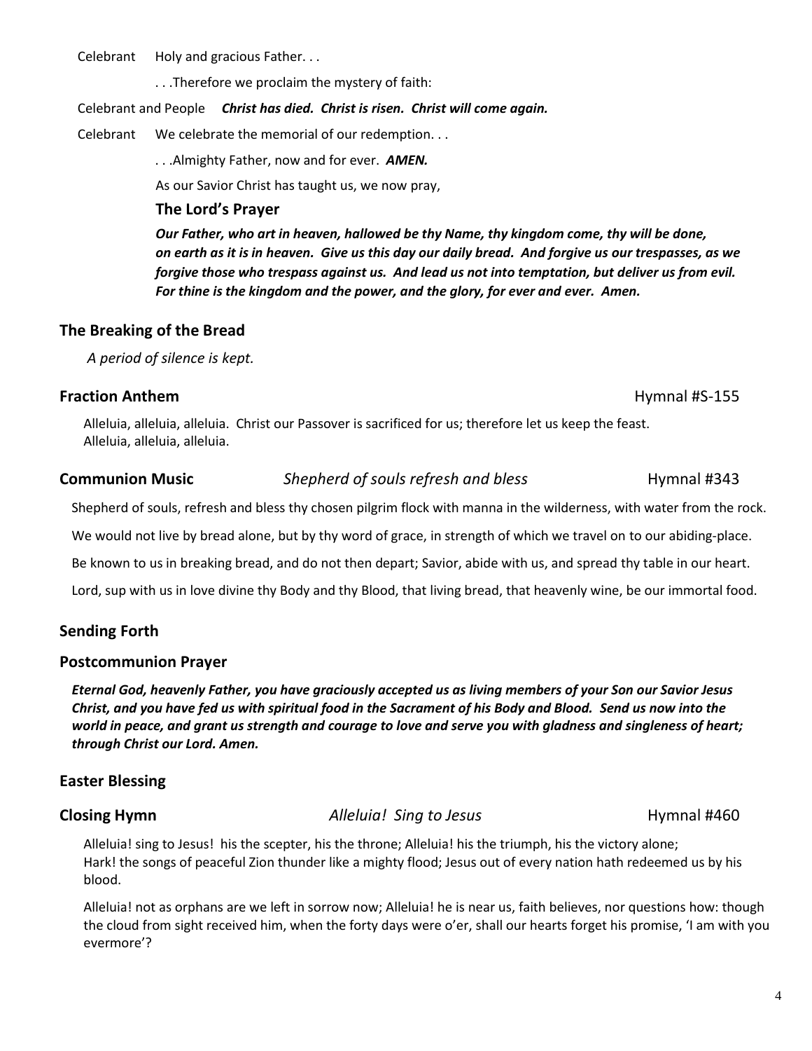Celebrant Holy and gracious Father. . .

. . .Therefore we proclaim the mystery of faith:

Celebrant and People ***Christ has died. Christ is risen. Christ will come again.***

Celebrant We celebrate the memorial of our redemption. . .

. . .Almighty Father, now and for ever. ***AMEN.***

As our Savior Christ has taught us, we now pray,

**The Lord's Prayer**

***Our Father, who art in heaven, hallowed be thy Name, thy kingdom come, thy will be done, on earth as it is in heaven. Give us this day our daily bread. And forgive us our trespasses, as we forgive those who trespass against us. And lead us not into temptation, but deliver us from evil. For thine is the kingdom and the power, and the glory, for ever and ever. Amen.***

## The Breaking of the Bread

*A period of silence is kept.*

## Fraction Anthem Hymnal #S-155

Alleluia, alleluia, alleluia. Christ our Passover is sacrificed for us; therefore let us keep the feast. Alleluia, alleluia, alleluia.

## Communion Music *Shepherd of souls refresh and bless* Hymnal #343

Shepherd of souls, refresh and bless thy chosen pilgrim flock with manna in the wilderness, with water from the rock.

We would not live by bread alone, but by thy word of grace, in strength of which we travel on to our abiding-place.

Be known to us in breaking bread, and do not then depart; Savior, abide with us, and spread thy table in our heart.

Lord, sup with us in love divine thy Body and thy Blood, that living bread, that heavenly wine, be our immortal food.

## Sending Forth

## Postcommunion Prayer

***Eternal God, heavenly Father, you have graciously accepted us as living members of your Son our Savior Jesus Christ, and you have fed us with spiritual food in the Sacrament of his Body and Blood. Send us now into the world in peace, and grant us strength and courage to love and serve you with gladness and singleness of heart; through Christ our Lord. Amen.***

## Easter Blessing

## Closing Hymn *Alleluia! Sing to Jesus* Hymnal #460

Alleluia! sing to Jesus! his the scepter, his the throne; Alleluia! his the triumph, his the victory alone; Hark! the songs of peaceful Zion thunder like a mighty flood; Jesus out of every nation hath redeemed us by his blood.

Alleluia! not as orphans are we left in sorrow now; Alleluia! he is near us, faith believes, nor questions how: though the cloud from sight received him, when the forty days were o'er, shall our hearts forget his promise, 'I am with you evermore'?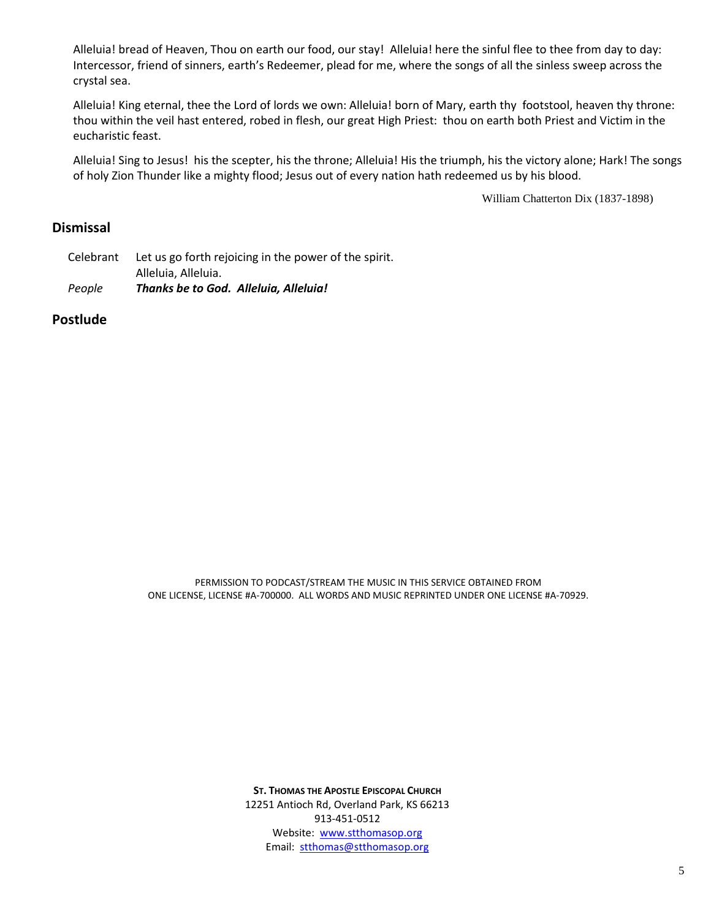Alleluia! bread of Heaven, Thou on earth our food, our stay! Alleluia! here the sinful flee to thee from day to day: Intercessor, friend of sinners, earth's Redeemer, plead for me, where the songs of all the sinless sweep across the crystal sea.

Alleluia! King eternal, thee the Lord of lords we own: Alleluia! born of Mary, earth thy footstool, heaven thy throne: thou within the veil hast entered, robed in flesh, our great High Priest: thou on earth both Priest and Victim in the eucharistic feast.

Alleluia! Sing to Jesus! his the scepter, his the throne; Alleluia! His the triumph, his the victory alone; Hark! The songs of holy Zion Thunder like a mighty flood; Jesus out of every nation hath redeemed us by his blood.

William Chatterton Dix (1837-1898)

## Dismissal

| | |
|---|---|
| Celebrant | Let us go forth rejoicing in the power of the spirit. Alleluia, Alleluia. |
| *People* | ***Thanks be to God. Alleluia, Alleluia!*** |

## Postlude

PERMISSION TO PODCAST/STREAM THE MUSIC IN THIS SERVICE OBTAINED FROM ONE LICENSE, LICENSE #A-700000. ALL WORDS AND MUSIC REPRINTED UNDER ONE LICENSE #A-70929.

**ST. THOMAS THE APOSTLE EPISCOPAL CHURCH**
12251 Antioch Rd, Overland Park, KS 66213
913-451-0512
Website: www.stthomasop.org
Email: stthomas@stthomasop.org